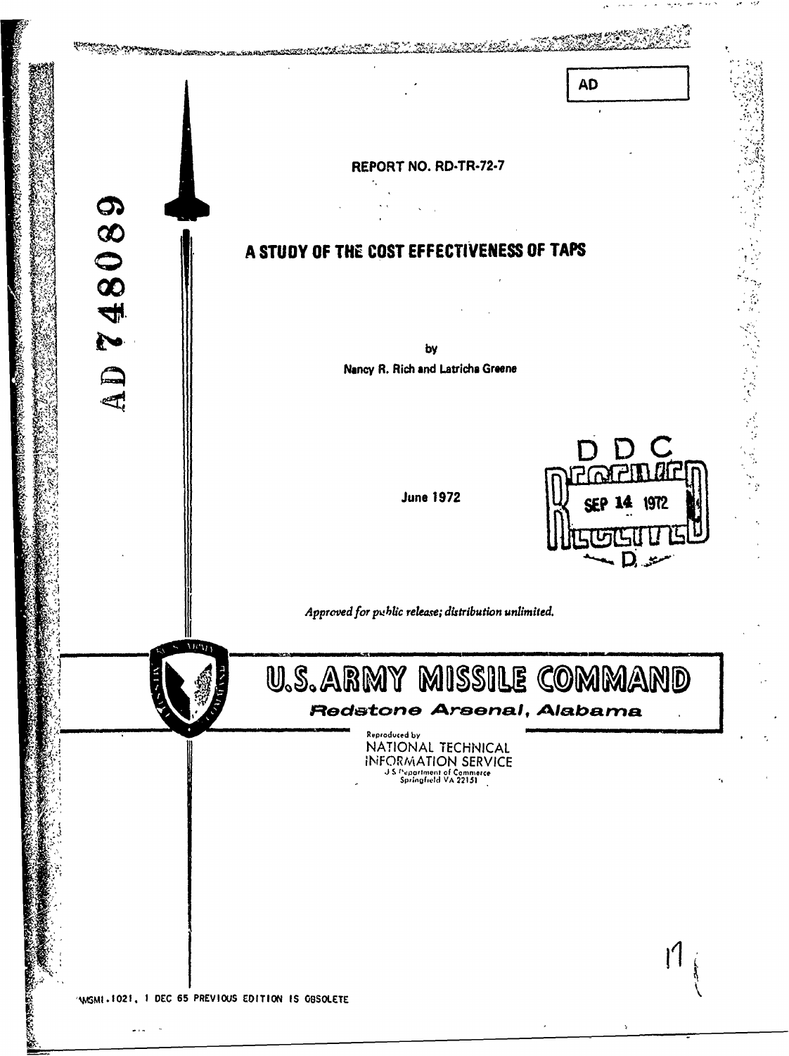AD

AD 748089

REPORT NO. RD-TR-72-7

# A STUDY OF THE COST EFFECTIVENESS OF TAPS

by

Nancy R. Rich and Latricha Greene

June 1972

DDC
RECEIVED
SEP 14 1972

*Approved for public release; distribution unlimited.*

## U.S. ARMY MISSILE COMMAND

***Redstone Arsenal, Alabama***

Reproduced by
NATIONAL TECHNICAL
INFORMATION SERVICE
U S Department of Commerce
Springfield VA 22151

AMSMI-1021, 1 DEC 65 PREVIOUS EDITION IS OBSOLETE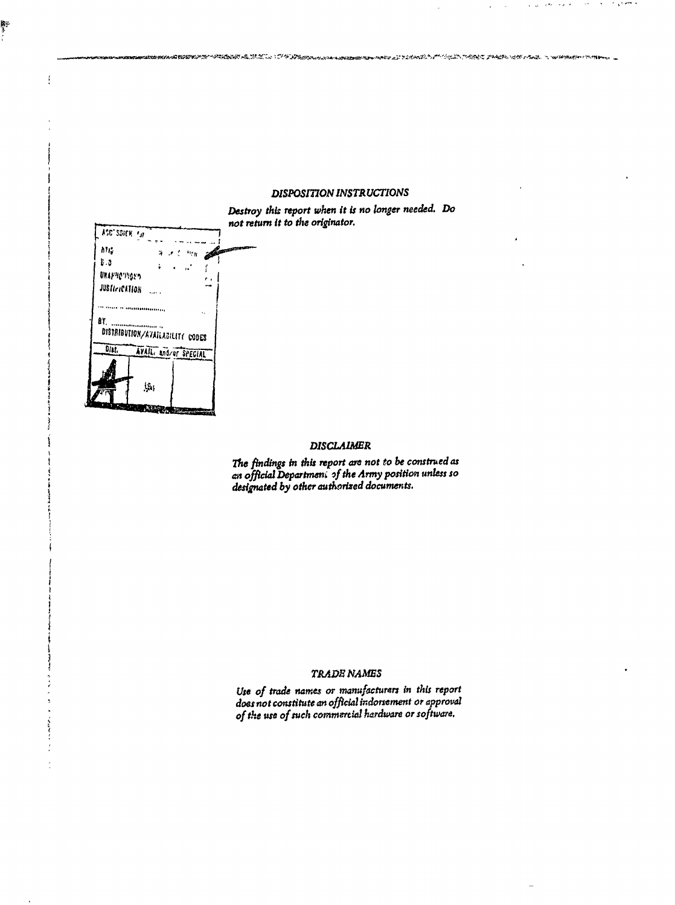## DISPOSITION INSTRUCTIONS

*Destroy this report when it is no longer needed. Do not return it to the originator.*

| ACCESSION for | |
|---|---|
| NTIS | White Section |
| DDC | Buff Section |
| UNANNOUNCED | |
| JUSTIFICATION | |
| BY | |
| DISTRIBUTION/AVAILABILITY CODES | |
| Dist. | AVAIL. and/or SPECIAL |
| A | |

## DISCLAIMER

*The findings in this report are not to be construed as an official Department of the Army position unless so designated by other authorized documents.*

## TRADE NAMES

*Use of trade names or manufacturers in this report does not constitute an official indorsement or approval of the use of such commercial hardware or software.*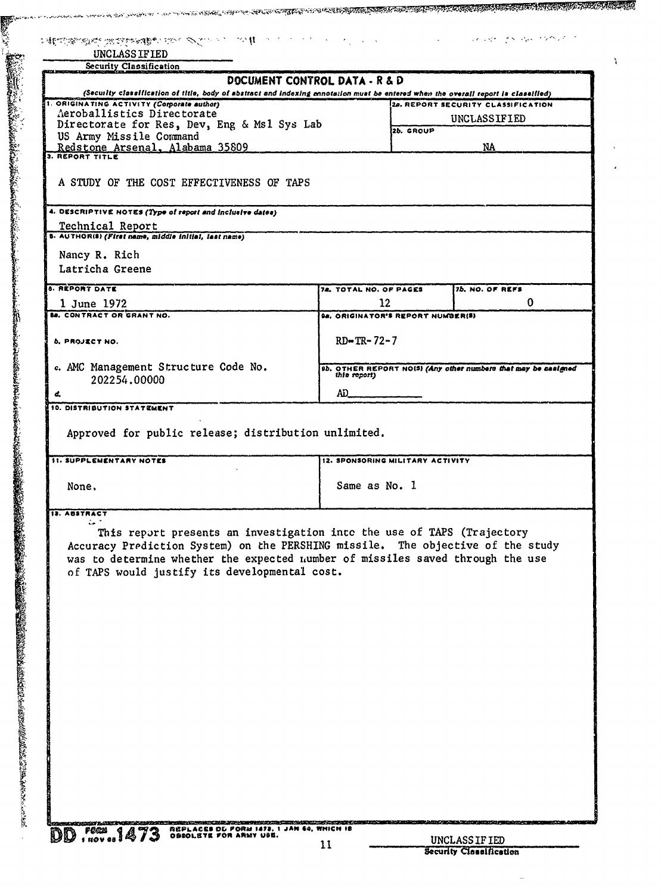UNCLASSIFIED

Security Classification

# DOCUMENT CONTROL DATA - R & D

*(Security classification of title, body of abstract and indexing annotation must be entered when the overall report is classified)*

| | | |
|---|---|---|
| 1. ORIGINATING ACTIVITY (Corporate author)<br>Aeroballistics Directorate<br>Directorate for Res, Dev, Eng & Msl Sys Lab<br>US Army Missile Command<br>Redstone Arsenal, Alabama 35809 | 2a. REPORT SECURITY CLASSIFICATION<br>UNCLASSIFIED<br>2b. GROUP<br>NA | |
| 3. REPORT TITLE<br>A STUDY OF THE COST EFFECTIVENESS OF TAPS | | |
| 4. DESCRIPTIVE NOTES (Type of report and inclusive dates)<br>Technical Report | | |
| 5. AUTHOR(S) (First name, middle initial, last name)<br>Nancy R. Rich<br>Latricha Greene | | |
| 6. REPORT DATE<br>1 June 1972 | 7a. TOTAL NO. OF PAGES<br>12 | 7b. NO. OF REFS<br>0 |
| 8a. CONTRACT OR GRANT NO. | 9a. ORIGINATOR'S REPORT NUMBER(S)<br>RD-TR-72-7 | |
| b. PROJECT NO. | | |
| c. AMC Management Structure Code No. 202254.00000 | 9b. OTHER REPORT NO(S) (Any other numbers that may be assigned this report)<br>AD\_\_\_\_\_\_\_\_\_ | |
| d. | | |
| 10. DISTRIBUTION STATEMENT<br>Approved for public release; distribution unlimited. | | |
| 11. SUPPLEMENTARY NOTES<br>None. | 12. SPONSORING MILITARY ACTIVITY<br>Same as No. 1 | |

13. ABSTRACT

This report presents an investigation into the use of TAPS (Trajectory Accuracy Prediction System) on the PERSHING missile. The objective of the study was to determine whether the expected number of missiles saved through the use of TAPS would justify its developmental cost.

DD FORM 1 NOV 65 1473 REPLACES DD FORM 1473, 1 JAN 64, WHICH IS OBSOLETE FOR ARMY USE.

UNCLASSIFIED

Security Classification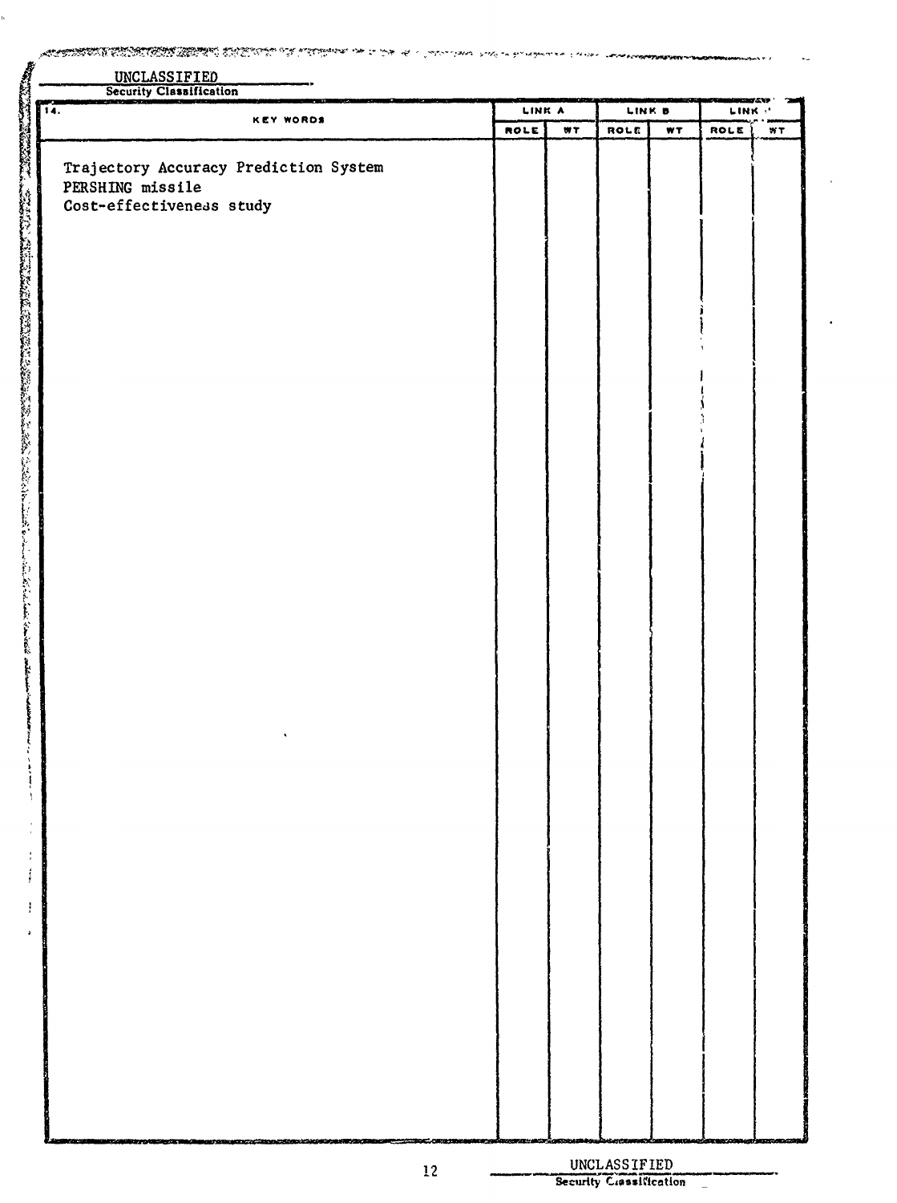UNCLASSIFIED
Security Classification

| 14. KEY WORDS | LINK A | | LINK B | | LINK C | |
|---|---|---|---|---|---|---|
| | ROLE | WT | ROLE | WT | ROLE | WT |
| Trajectory Accuracy Prediction System | | | | | | |
| PERSHING missile | | | | | | |
| Cost-effectiveness study | | | | | | |

UNCLASSIFIED
Security Classification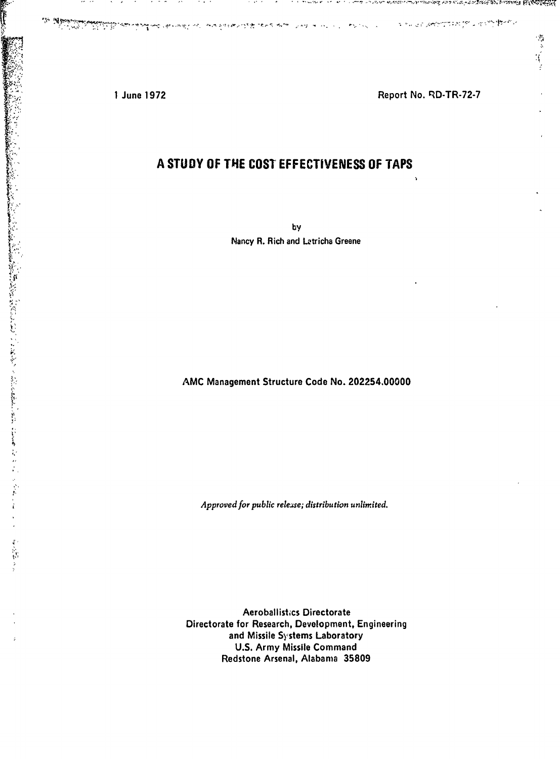1 June 1972

Report No. RD-TR-72-7

# A STUDY OF THE COST EFFECTIVENESS OF TAPS

by

Nancy R. Rich and Letricha Greene

AMC Management Structure Code No. 202254.00000

*Approved for public release; distribution unlimited.*

Aeroballistics Directorate
Directorate for Research, Development, Engineering
and Missile Systems Laboratory
U.S. Army Missile Command
Redstone Arsenal, Alabama 35809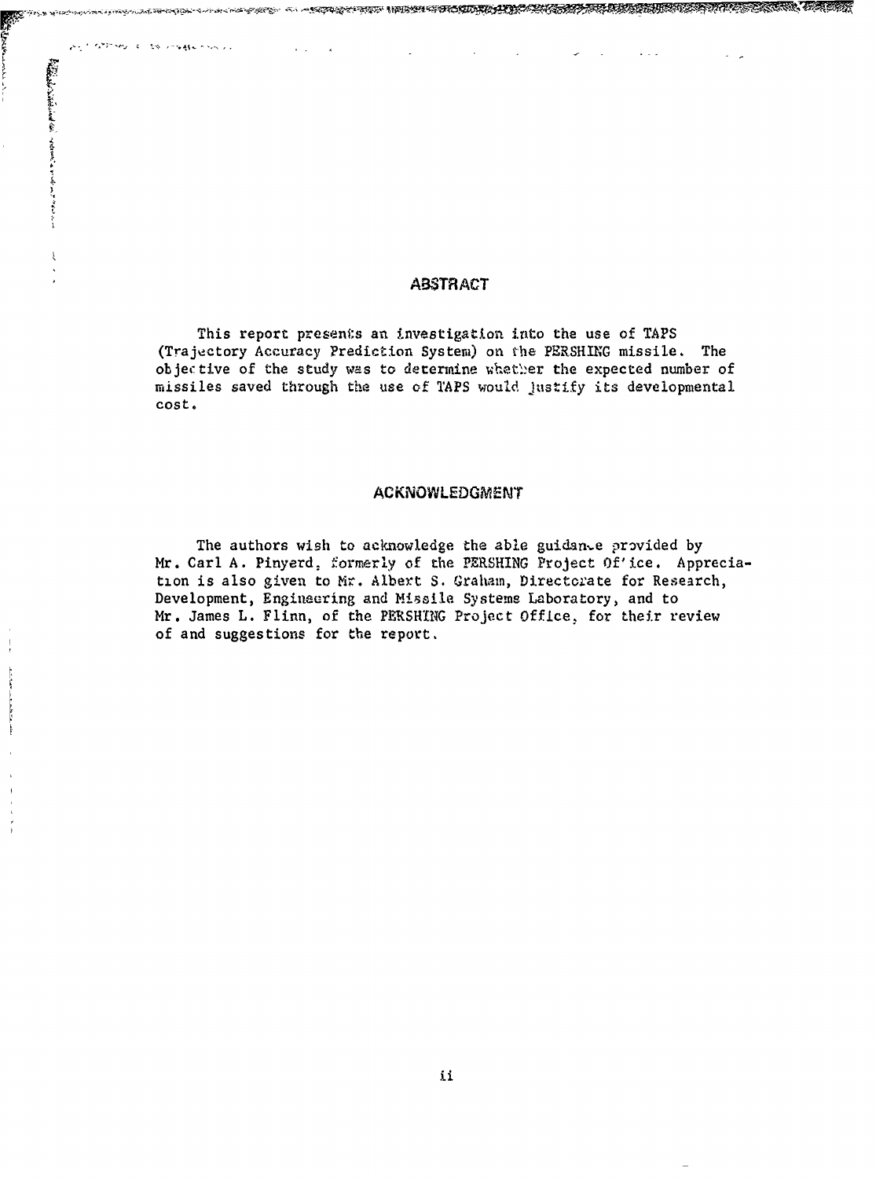## ABSTRACT

This report presents an investigation into the use of TAPS (Trajectory Accuracy Prediction System) on the PERSHING missile. The objective of the study was to determine whether the expected number of missiles saved through the use of TAPS would justify its developmental cost.

## ACKNOWLEDGMENT

The authors wish to acknowledge the able guidance provided by Mr. Carl A. Pinyerd, formerly of the PERSHING Project Office. Appreciation is also given to Mr. Albert S. Graham, Directorate for Research, Development, Engineering and Missile Systems Laboratory, and to Mr. James L. Flinn, of the PERSHING Project Office, for their review of and suggestions for the report.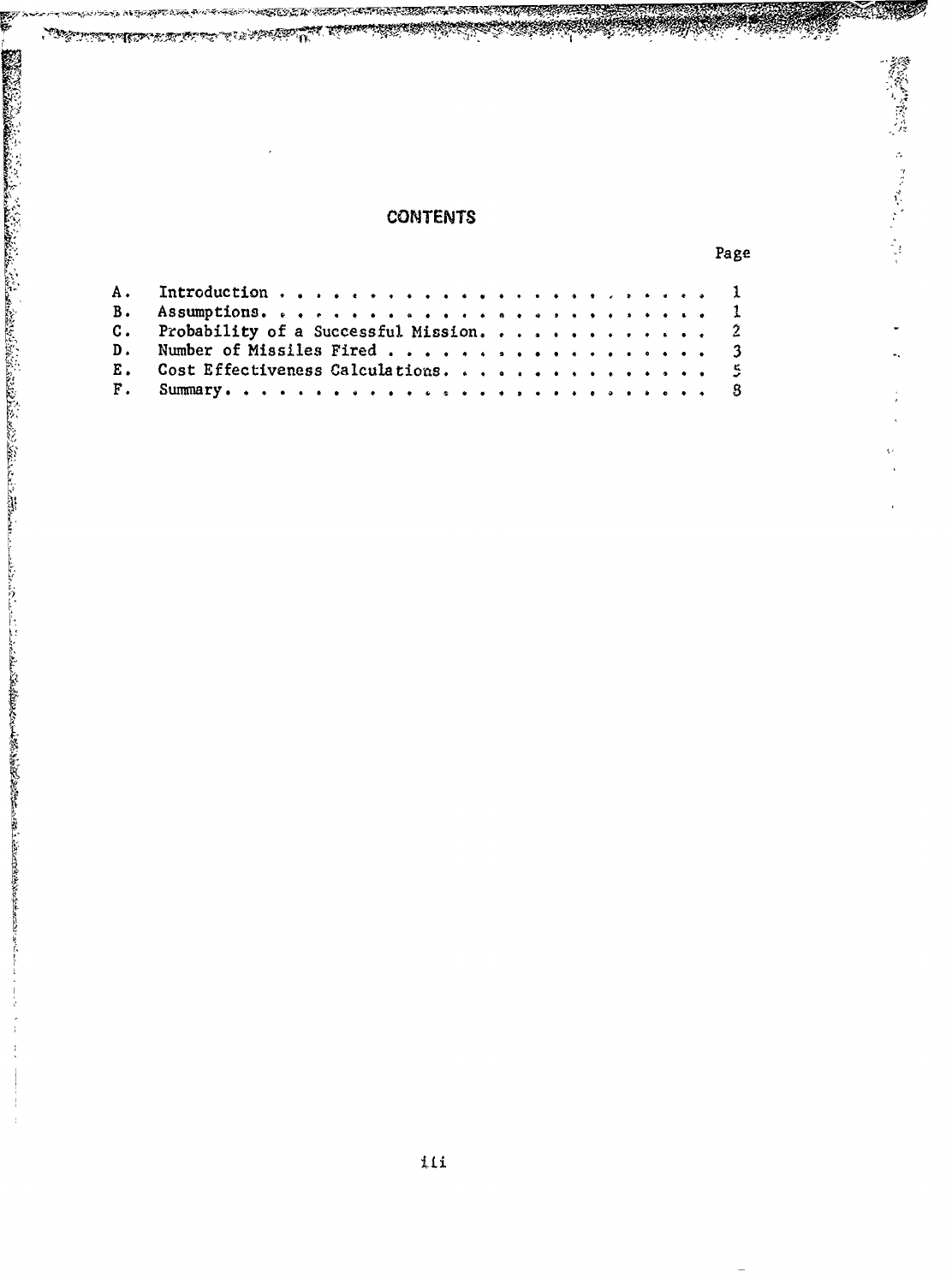# CONTENTS

| | | Page |
|---|---|---|
| A. | Introduction | 1 |
| B. | Assumptions | 1 |
| C. | Probability of a Successful Mission | 2 |
| D. | Number of Missiles Fired | 3 |
| E. | Cost Effectiveness Calculations | 5 |
| F. | Summary | 8 |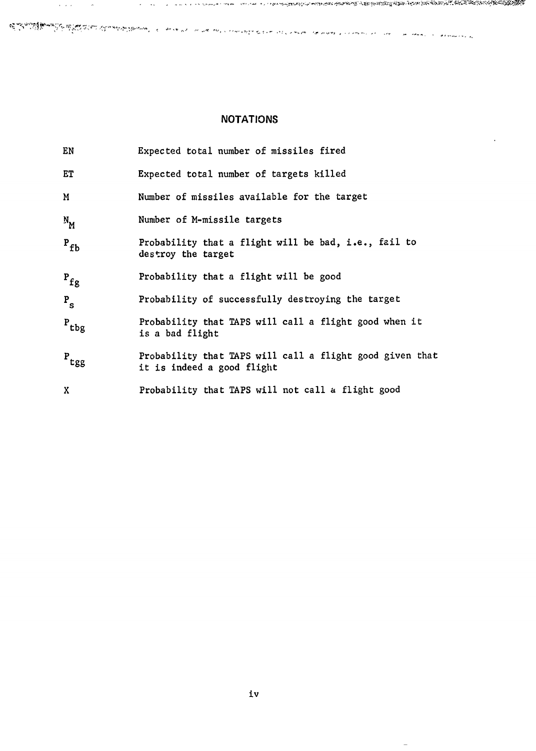## NOTATIONS

| | |
|---|---|
| EN | Expected total number of missiles fired |
| ET | Expected total number of targets killed |
| M | Number of missiles available for the target |
| $N_M$ | Number of M-missile targets |
| $P_{fb}$ | Probability that a flight will be bad, i.e., fail to destroy the target |
| $P_{fg}$ | Probability that a flight will be good |
| $P_s$ | Probability of successfully destroying the target |
| $P_{tbg}$ | Probability that TAPS will call a flight good when it is a bad flight |
| $P_{tgg}$ | Probability that TAPS will call a flight good given that it is indeed a good flight |
| X | Probability that TAPS will not call a flight good |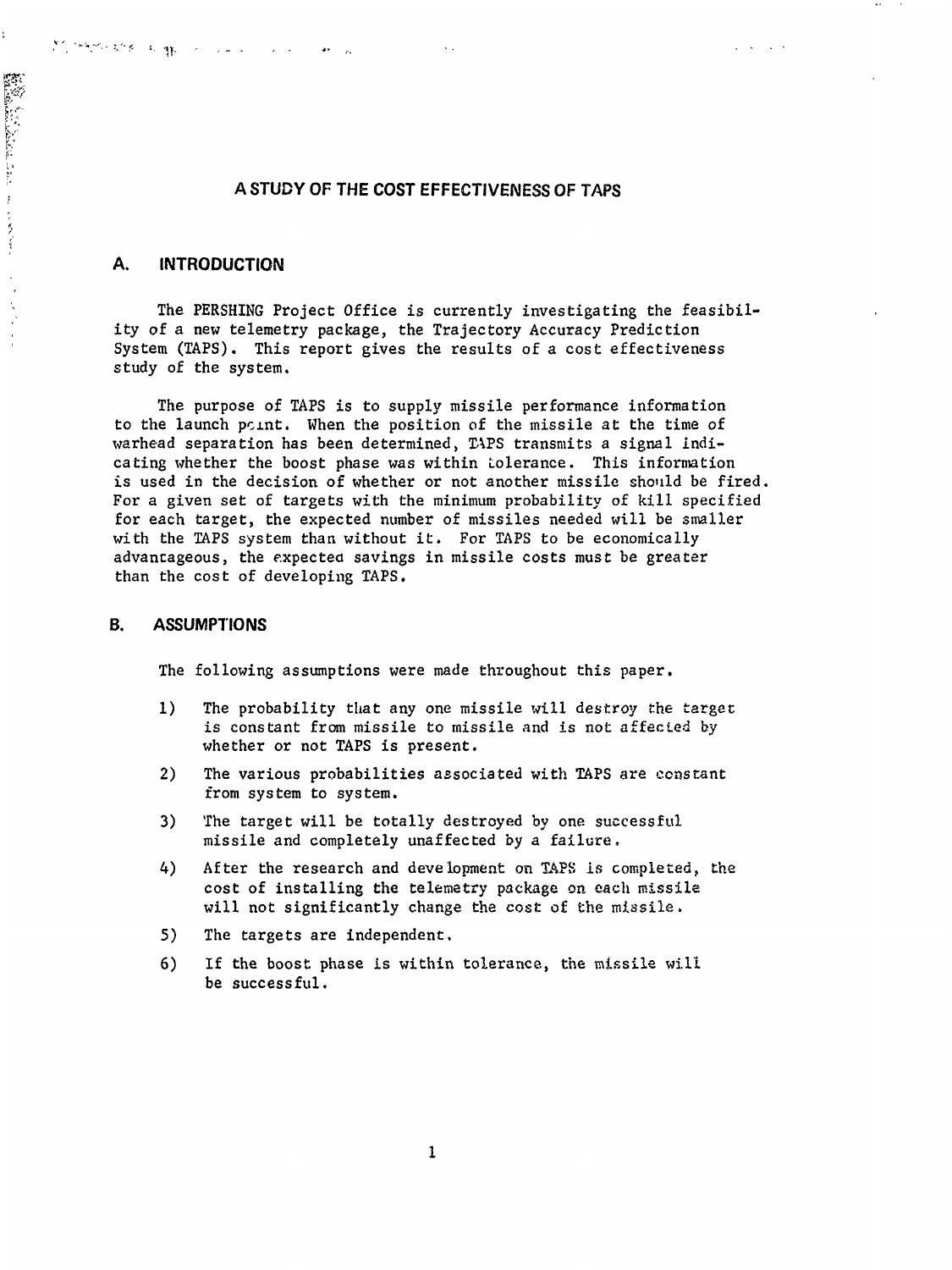# A STUDY OF THE COST EFFECTIVENESS OF TAPS

## A. INTRODUCTION

The PERSHING Project Office is currently investigating the feasibility of a new telemetry package, the Trajectory Accuracy Prediction System (TAPS). This report gives the results of a cost effectiveness study of the system.

The purpose of TAPS is to supply missile performance information to the launch point. When the position of the missile at the time of warhead separation has been determined, TAPS transmits a signal indicating whether the boost phase was within tolerance. This information is used in the decision of whether or not another missile should be fired. For a given set of targets with the minimum probability of kill specified for each target, the expected number of missiles needed will be smaller with the TAPS system than without it. For TAPS to be economically advantageous, the expected savings in missile costs must be greater than the cost of developing TAPS.

## B. ASSUMPTIONS

The following assumptions were made throughout this paper.

1) The probability that any one missile will destroy the target is constant from missile to missile and is not affected by whether or not TAPS is present.

2) The various probabilities associated with TAPS are constant from system to system.

3) The target will be totally destroyed by one successful missile and completely unaffected by a failure.

4) After the research and development on TAPS is completed, the cost of installing the telemetry package on each missile will not significantly change the cost of the missile.

5) The targets are independent.

6) If the boost phase is within tolerance, the missile will be successful.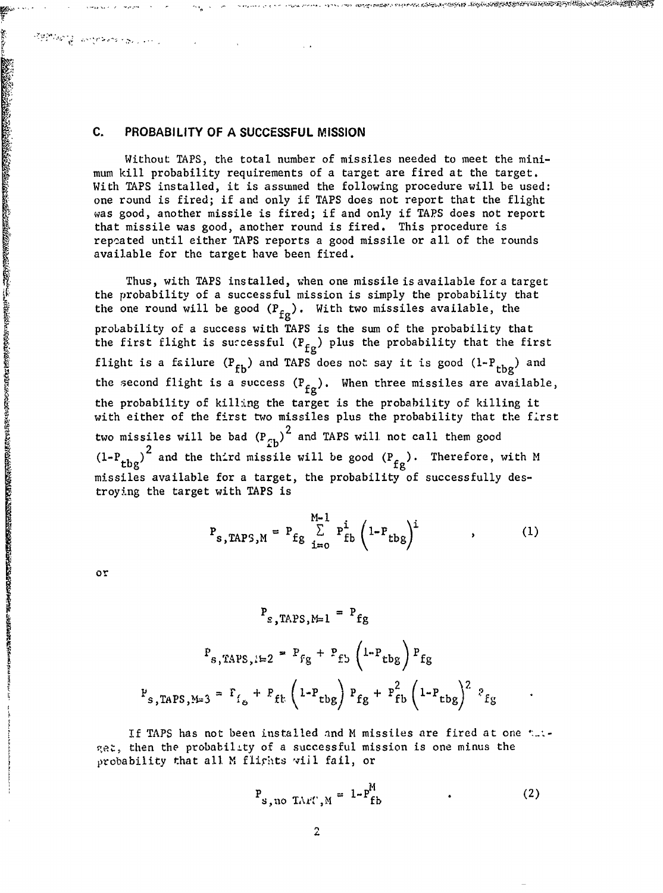## C. PROBABILITY OF A SUCCESSFUL MISSION

Without TAPS, the total number of missiles needed to meet the minimum kill probability requirements of a target are fired at the target. With TAPS installed, it is assumed the following procedure will be used: one round is fired; if and only if TAPS does not report that the flight was good, another missile is fired; if and only if TAPS does not report that missile was good, another round is fired. This procedure is repeated until either TAPS reports a good missile or all of the rounds available for the target have been fired.

Thus, with TAPS installed, when one missile is available for a target the probability of a successful mission is simply the probability that the one round will be good ($P_{fg}$). With two missiles available, the probability of a success with TAPS is the sum of the probability that the first flight is successful ($P_{fg}$) plus the probability that the first flight is a failure ($P_{fb}$) and TAPS does not say it is good ($1-P_{tbg}$) and the second flight is a success ($P_{fg}$). When three missiles are available, the probability of killing the target is the probability of killing it with either of the first two missiles plus the probability that the first two missiles will be bad $(P_{fb})^2$ and TAPS will not call them good $(1-P_{tbg})^2$ and the third missile will be good ($P_{fg}$). Therefore, with M missiles available for a target, the probability of successfully destroying the target with TAPS is

$$P_{s,TAPS,M} = P_{fg} \sum_{i=0}^{M-1} P_{fb}^{i} \left(1-P_{tbg}\right)^{i} \quad , \qquad (1)$$

or

$$P_{s,TAPS,M=1} = P_{fg}$$

$$P_{s,TAPS,M=2} = P_{fg} + P_{fb}\left(1-P_{tbg}\right)P_{fg}$$

$$P_{s,TAPS,M=3} = P_{fg} + P_{fb}\left(1-P_{tbg}\right)P_{fg} + P_{fb}^{2}\left(1-P_{tbg}\right)^{2}P_{fg} \quad .$$

If TAPS has not been installed and M missiles are fired at one target, then the probability of a successful mission is one minus the probability that all M flights will fail, or

$$P_{s,no\ TAPS,M} = 1-P_{fb}^{M} \quad . \qquad (2)$$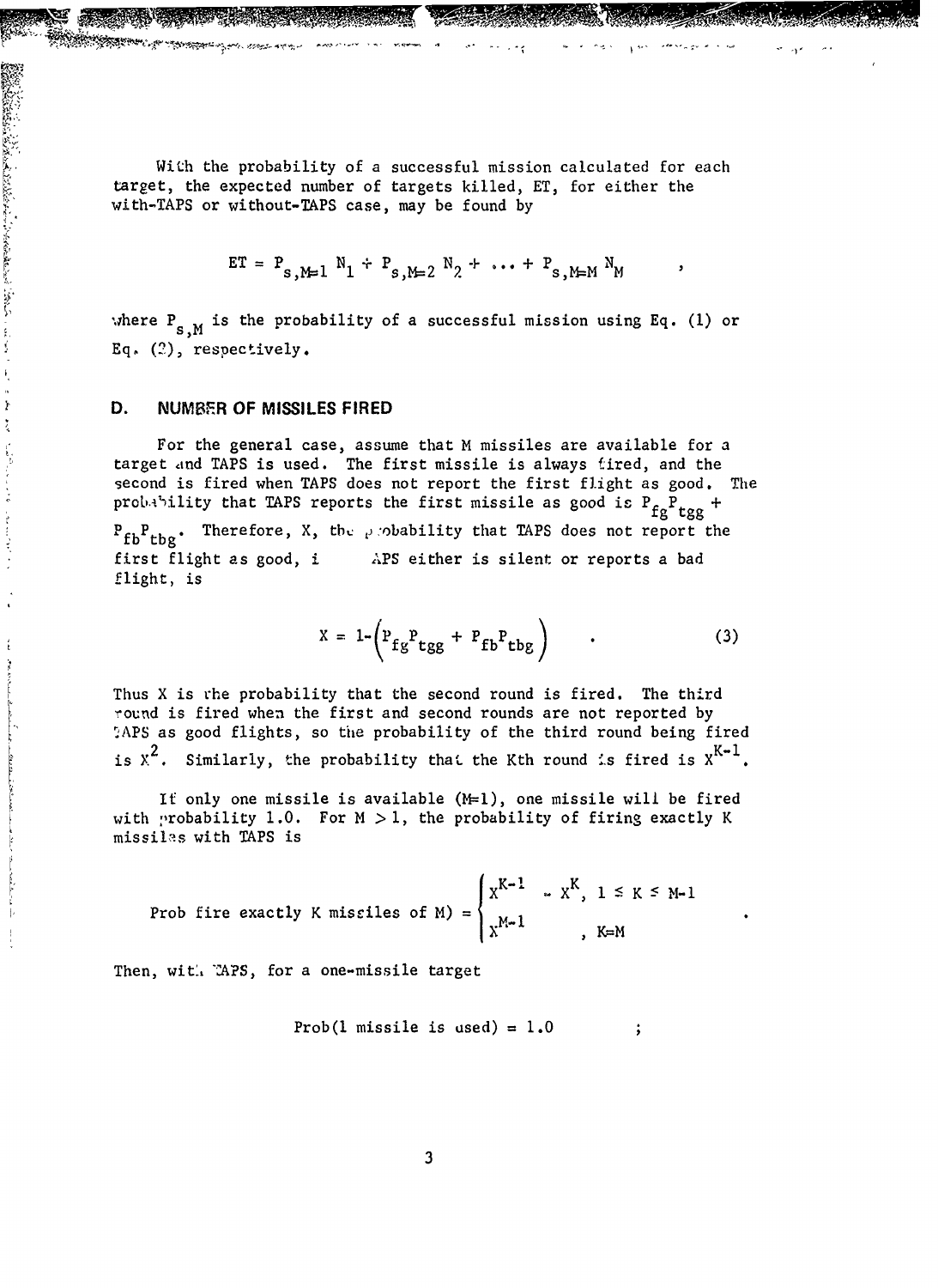With the probability of a successful mission calculated for each target, the expected number of targets killed, ET, for either the with-TAPS or without-TAPS case, may be found by

$$ET = P_{s,M=1} N_1 + P_{s,M=2} N_2 + \cdots + P_{s,M=M} N_M \quad ,$$

where $P_{s,M}$ is the probability of a successful mission using Eq. (1) or Eq. (2), respectively.

## D. NUMBER OF MISSILES FIRED

For the general case, assume that M missiles are available for a target and TAPS is used. The first missile is always fired, and the second is fired when TAPS does not report the first flight as good. The probability that TAPS reports the first missile as good is $P_{fg}P_{tgg} + P_{fb}P_{tbg}$. Therefore, X, the probability that TAPS does not report the first flight as good, i APS either is silent or reports a bad flight, is

$$X = 1-\left(P_{fg}P_{tgg} + P_{fb}P_{tbg}\right) \quad . \tag{3}$$

Thus X is the probability that the second round is fired. The third round is fired when the first and second rounds are not reported by TAPS as good flights, so the probability of the third round being fired is $X^2$. Similarly, the probability that the Kth round is fired is $X^{K-1}$.

If only one missile is available (M=1), one missile will be fired with probability 1.0. For M > 1, the probability of firing exactly K missiles with TAPS is

$$\text{Prob fire exactly K missiles of M)} = \begin{cases} X^{K-1} - X^K, & 1 \le K \le M-1 \\ X^{M-1} & , K=M \end{cases} \quad .$$

Then, with TAPS, for a one-missile target

$$\text{Prob(1 missile is used)} = 1.0 \quad ;$$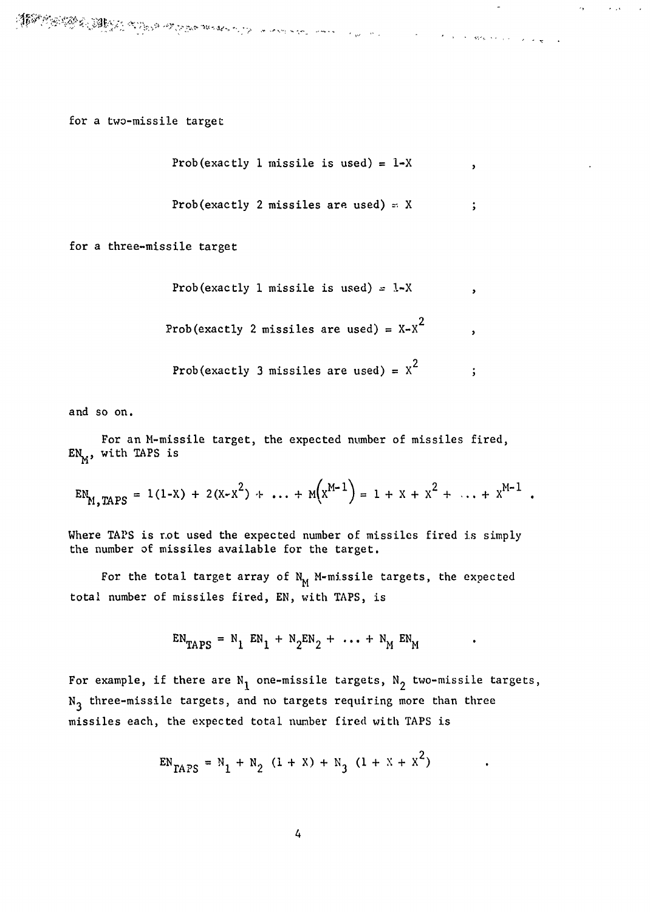for a two-missile target

$$\text{Prob(exactly 1 missile is used)} = 1-X \quad ,$$

$$\text{Prob(exactly 2 missiles are used)} = X \quad ;$$

for a three-missile target

$$\text{Prob(exactly 1 missile is used)} = 1-X \quad ,$$

$$\text{Prob(exactly 2 missiles are used)} = X-X^2 \quad ,$$

$$\text{Prob(exactly 3 missiles are used)} = X^2 \quad ;$$

and so on.

For an M-missile target, the expected number of missiles fired, $EN_M$, with TAPS is

$$EN_{M,TAPS} = 1(1-X) + 2(X-X^2) + \ldots + M\left(X^{M-1}\right) = 1 + X + X^2 + \ldots + X^{M-1} \quad .$$

Where TAPS is not used the expected number of missiles fired is simply the number of missiles available for the target.

For the total target array of $N_M$ M-missile targets, the expected total number of missiles fired, EN, with TAPS, is

$$EN_{TAPS} = N_1\ EN_1 + N_2 EN_2 + \ldots + N_M\ EN_M \quad .$$

For example, if there are $N_1$ one-missile targets, $N_2$ two-missile targets, $N_3$ three-missile targets, and no targets requiring more than three missiles each, the expected total number fired with TAPS is

$$EN_{TAPS} = N_1 + N_2\ (1 + X) + N_3\ (1 + X + X^2) \quad .$$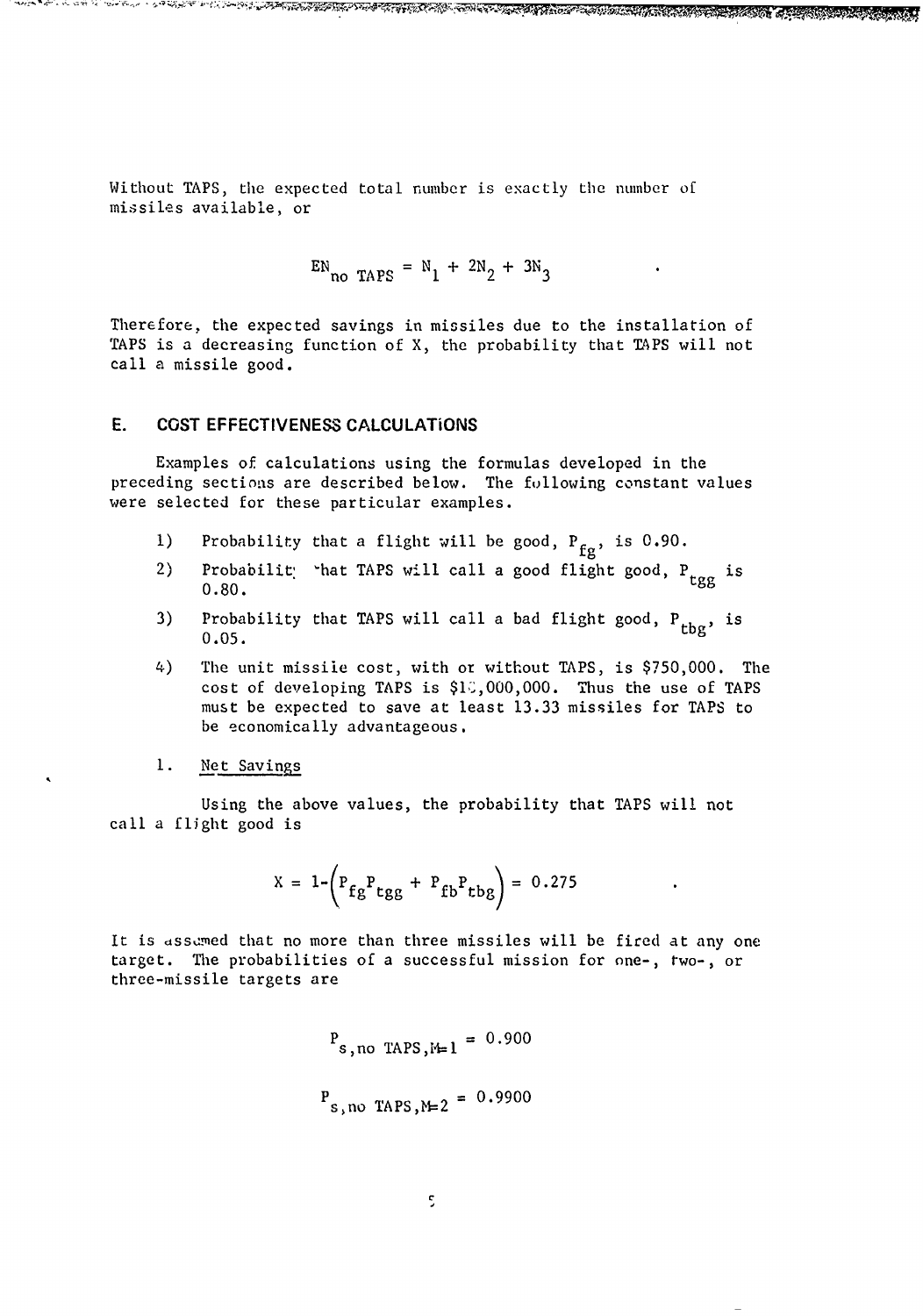Without TAPS, the expected total number is exactly the number of missiles available, or

$$EN_{no\ TAPS} = N_1 + 2N_2 + 3N_3 \quad .$$

Therefore, the expected savings in missiles due to the installation of TAPS is a decreasing function of X, the probability that TAPS will not call a missile good.

## E. COST EFFECTIVENESS CALCULATIONS

Examples of calculations using the formulas developed in the preceding sections are described below. The following constant values were selected for these particular examples.

1) Probability that a flight will be good, $P_{fg}$, is 0.90.
2) Probability that TAPS will call a good flight good, $P_{tgg}$ is 0.80.
3) Probability that TAPS will call a bad flight good, $P_{tbg}$, is 0.05.
4) The unit missile cost, with or without TAPS, is $750,000. The cost of developing TAPS is $10,000,000. Thus the use of TAPS must be expected to save at least 13.33 missiles for TAPS to be economically advantageous.

### 1. Net Savings

Using the above values, the probability that TAPS will not call a flight good is

$$X = 1-\left(P_{fg}P_{tgg} + P_{fb}P_{tbg}\right) = 0.275 \quad .$$

It is assumed that no more than three missiles will be fired at any one target. The probabilities of a successful mission for one-, two-, or three-missile targets are

$$P_{s,no\ TAPS,M=1} = 0.900$$

$$P_{s,no\ TAPS,M=2} = 0.9900$$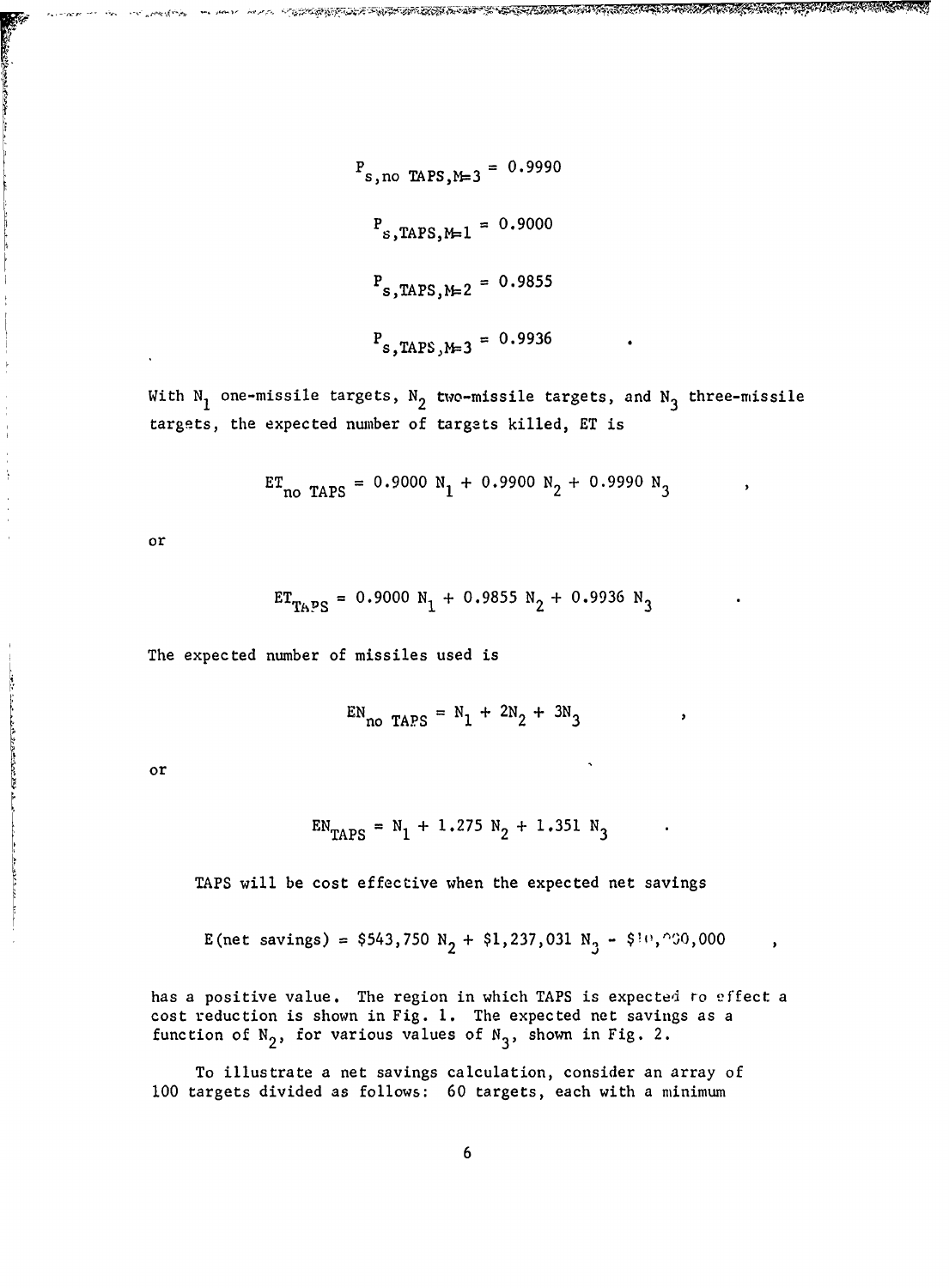$$P_{s,\text{no TAPS},M=3} = 0.9990$$

$$P_{s,\text{TAPS},M=1} = 0.9000$$

$$P_{s,\text{TAPS},M=2} = 0.9855$$

$$P_{s,\text{TAPS},M=3} = 0.9936 \quad .$$

With $N_1$ one-missile targets, $N_2$ two-missile targets, and $N_3$ three-missile targets, the expected number of targets killed, ET is

$$ET_{\text{no TAPS}} = 0.9000\ N_1 + 0.9900\ N_2 + 0.9990\ N_3 \quad ,$$

or

$$ET_{\text{TAPS}} = 0.9000\ N_1 + 0.9855\ N_2 + 0.9936\ N_3 \quad .$$

The expected number of missiles used is

$$EN_{\text{no TAPS}} = N_1 + 2N_2 + 3N_3 \quad ,$$

or

$$EN_{\text{TAPS}} = N_1 + 1.275\ N_2 + 1.351\ N_3 \quad .$$

TAPS will be cost effective when the expected net savings

$$E(\text{net savings}) = \$543,750\ N_2 + \$1,237,031\ N_3 - \$10,000,000 \quad ,$$

has a positive value. The region in which TAPS is expected to effect a cost reduction is shown in Fig. 1. The expected net savings as a function of $N_2$, for various values of $N_3$, shown in Fig. 2.

To illustrate a net savings calculation, consider an array of 100 targets divided as follows: 60 targets, each with a minimum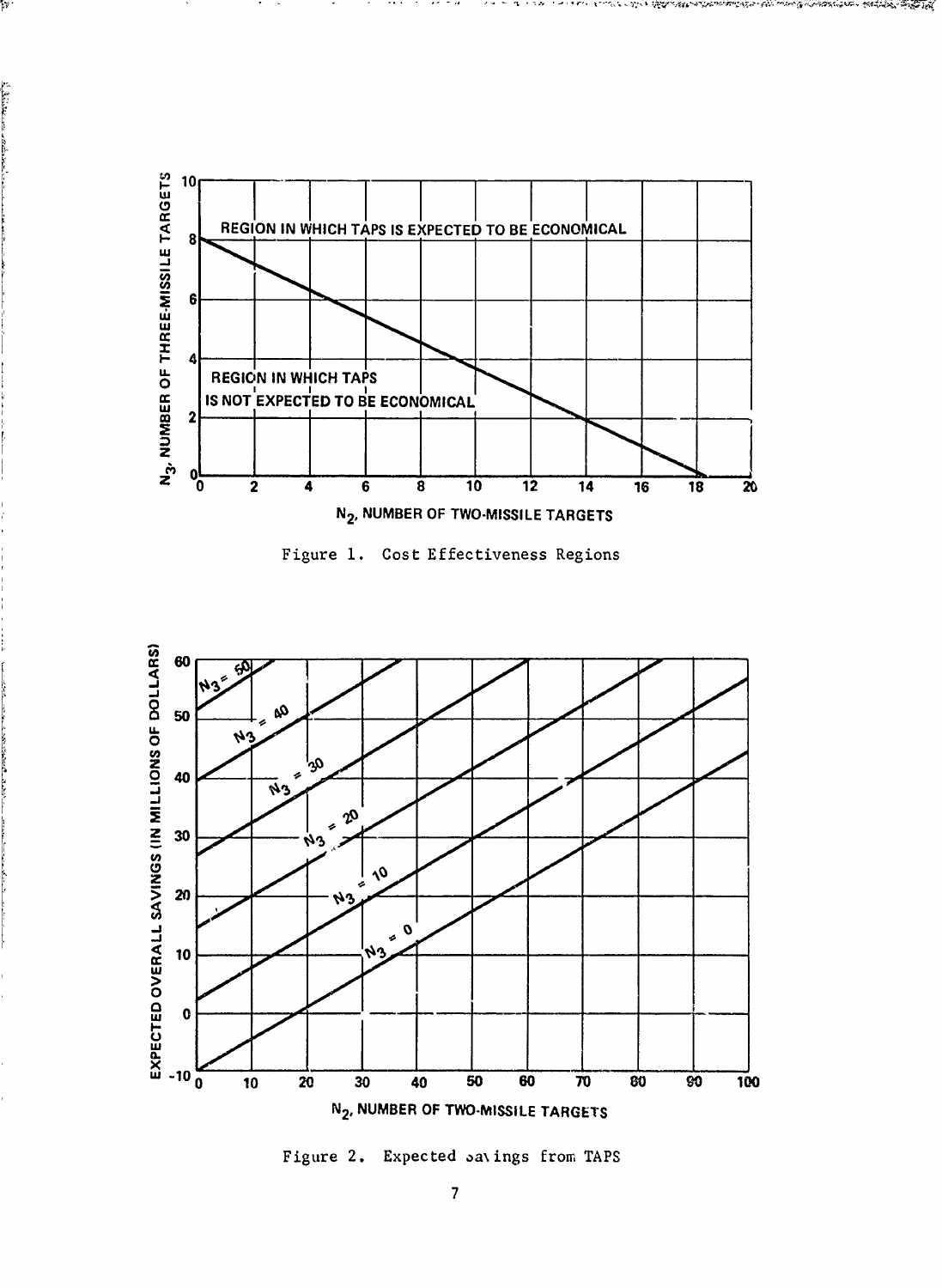Figure 1. Cost Effectiveness Regions

Figure 2. Expected savings from TAPS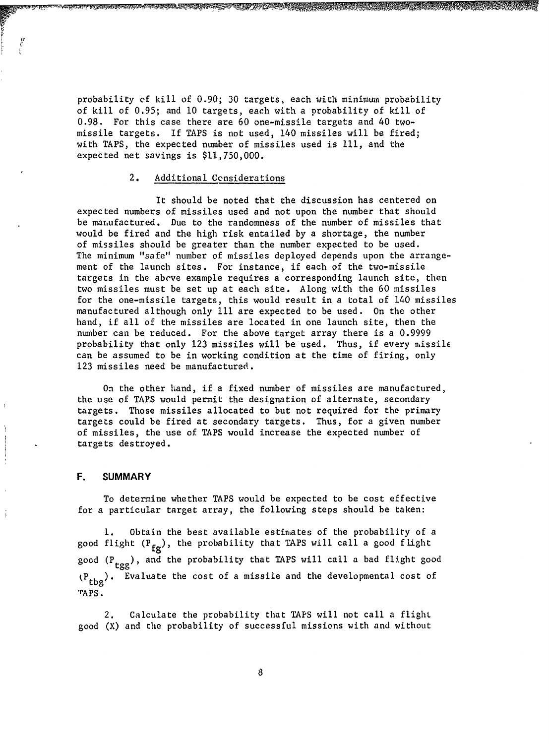probability of kill of 0.90; 30 targets, each with minimum probability of kill of 0.95; and 10 targets, each with a probability of kill of 0.98. For this case there are 60 one-missile targets and 40 two-missile targets. If TAPS is not used, 140 missiles will be fired; with TAPS, the expected number of missiles used is 111, and the expected net savings is $11,750,000.

### 2. Additional Considerations

It should be noted that the discussion has centered on expected numbers of missiles used and not upon the number that should be manufactured. Due to the randomness of the number of missiles that would be fired and the high risk entailed by a shortage, the number of missiles should be greater than the number expected to be used. The minimum "safe" number of missiles deployed depends upon the arrangement of the launch sites. For instance, if each of the two-missile targets in the above example requires a corresponding launch site, then two missiles must be set up at each site. Along with the 60 missiles for the one-missile targets, this would result in a total of 140 missiles manufactured although only 111 are expected to be used. On the other hand, if all of the missiles are located in one launch site, then the number can be reduced. For the above target array there is a 0.9999 probability that only 123 missiles will be used. Thus, if every missile can be assumed to be in working condition at the time of firing, only 123 missiles need be manufactured.

On the other hand, if a fixed number of missiles are manufactured, the use of TAPS would permit the designation of alternate, secondary targets. Those missiles allocated to but not required for the primary targets could be fired at secondary targets. Thus, for a given number of missiles, the use of TAPS would increase the expected number of targets destroyed.

## F. SUMMARY

To determine whether TAPS would be expected to be cost effective for a particular target array, the following steps should be taken:

1. Obtain the best available estimates of the probability of a good flight ($P_{fg}$), the probability that TAPS will call a good flight good ($P_{tgg}$), and the probability that TAPS will call a bad flight good ($P_{tbg}$). Evaluate the cost of a missile and the developmental cost of TAPS.

2. Calculate the probability that TAPS will not call a flight good (X) and the probability of successful missions with and without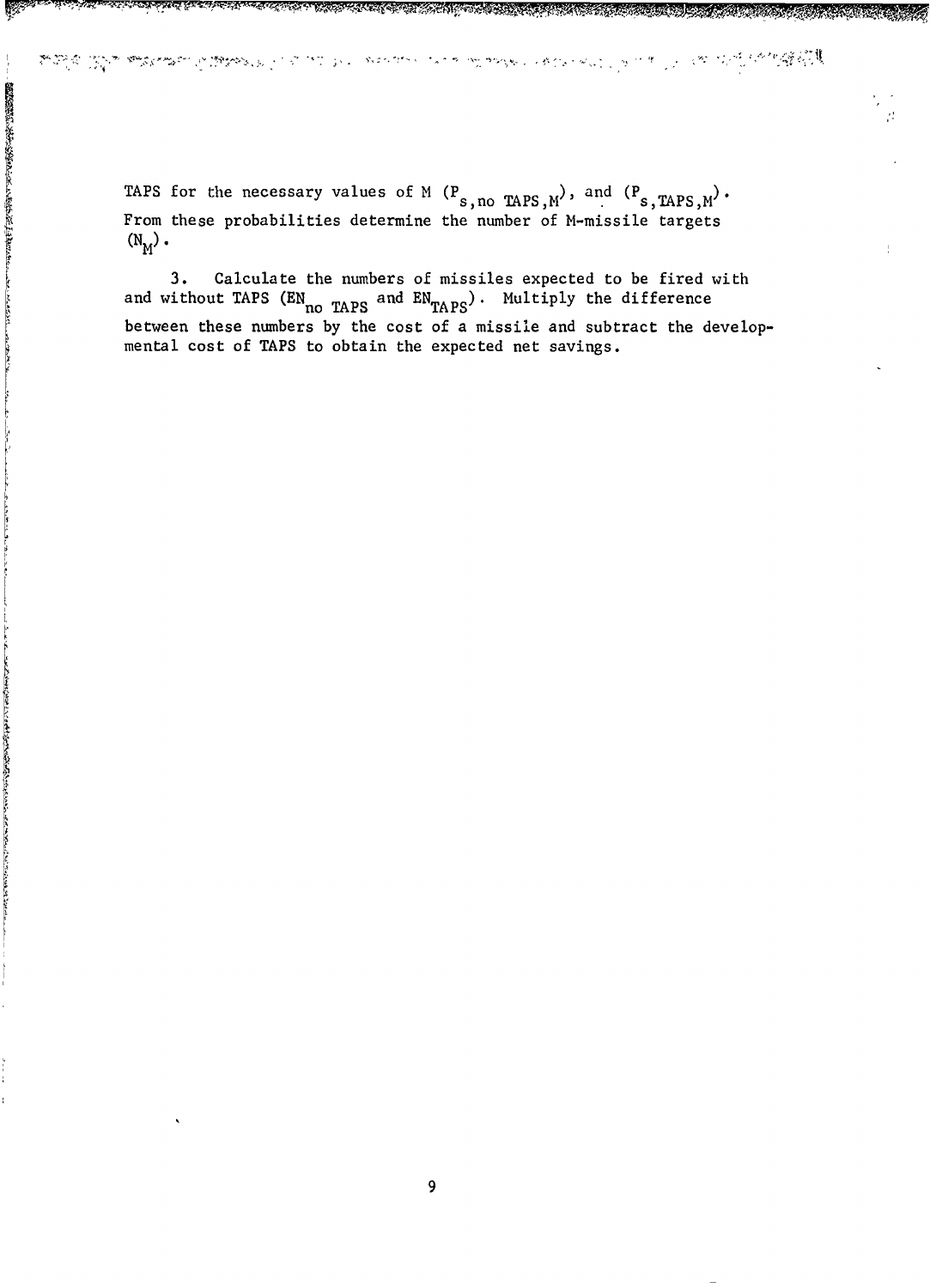TAPS for the necessary values of M ($P_{s,\text{no TAPS},M}$), and ($P_{s,\text{TAPS},M}$). From these probabilities determine the number of M-missile targets ($N_M$).

3. Calculate the numbers of missiles expected to be fired with and without TAPS ($EN_{\text{no TAPS}}$ and $EN_{\text{TAPS}}$). Multiply the difference between these numbers by the cost of a missile and subtract the developmental cost of TAPS to obtain the expected net savings.